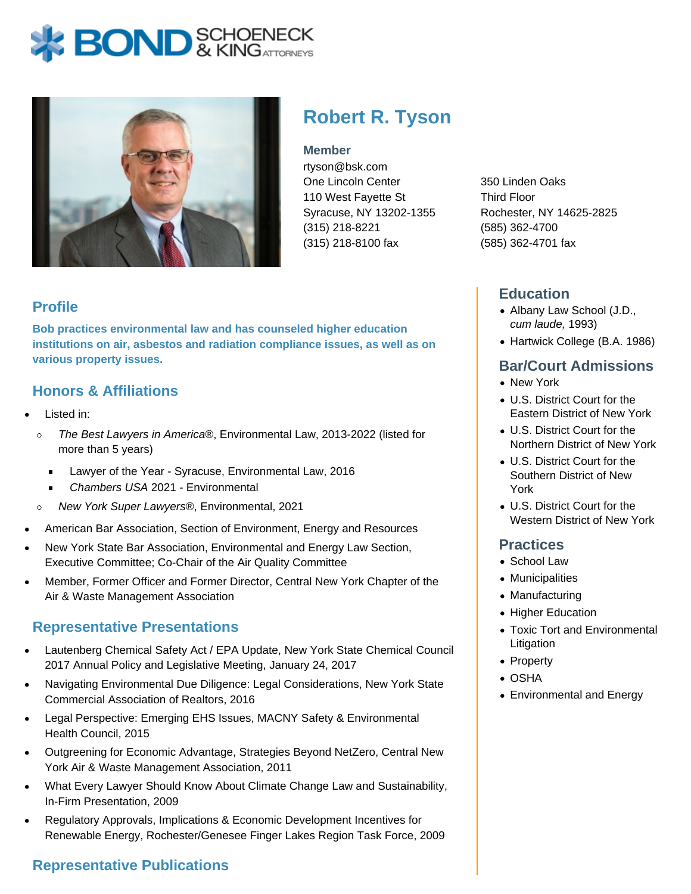# Robert R. Tyson

**Member**

rtyson@bsk.com

One Lincoln Center
110 West Fayette St
Syracuse, NY 13202-1355
(315) 218-8221
(315) 218-8100 fax

350 Linden Oaks
Third Floor
Rochester, NY 14625-2825
(585) 362-4700
(585) 362-4701 fax

## Profile

**Bob practices environmental law and has counseled higher education institutions on air, asbestos and radiation compliance issues, as well as on various property issues.**

## Honors & Affiliations

- Listed in:
  - *The Best Lawyers in America®*, Environmental Law, 2013-2022 (listed for more than 5 years)
    - Lawyer of the Year - Syracuse, Environmental Law, 2016
    - *Chambers USA* 2021 - Environmental
  - *New York Super Lawyers®*, Environmental, 2021
- American Bar Association, Section of Environment, Energy and Resources
- New York State Bar Association, Environmental and Energy Law Section, Executive Committee; Co-Chair of the Air Quality Committee
- Member, Former Officer and Former Director, Central New York Chapter of the Air & Waste Management Association

## Representative Presentations

- Lautenberg Chemical Safety Act / EPA Update, New York State Chemical Council 2017 Annual Policy and Legislative Meeting, January 24, 2017
- Navigating Environmental Due Diligence: Legal Considerations, New York State Commercial Association of Realtors, 2016
- Legal Perspective: Emerging EHS Issues, MACNY Safety & Environmental Health Council, 2015
- Outgreening for Economic Advantage, Strategies Beyond NetZero, Central New York Air & Waste Management Association, 2011
- What Every Lawyer Should Know About Climate Change Law and Sustainability, In-Firm Presentation, 2009
- Regulatory Approvals, Implications & Economic Development Incentives for Renewable Energy, Rochester/Genesee Finger Lakes Region Task Force, 2009

## Representative Publications

## Education

- Albany Law School (J.D., *cum laude,* 1993)
- Hartwick College (B.A. 1986)

## Bar/Court Admissions

- New York
- U.S. District Court for the Eastern District of New York
- U.S. District Court for the Northern District of New York
- U.S. District Court for the Southern District of New York
- U.S. District Court for the Western District of New York

## Practices

- School Law
- Municipalities
- Manufacturing
- Higher Education
- Toxic Tort and Environmental Litigation
- Property
- OSHA
- Environmental and Energy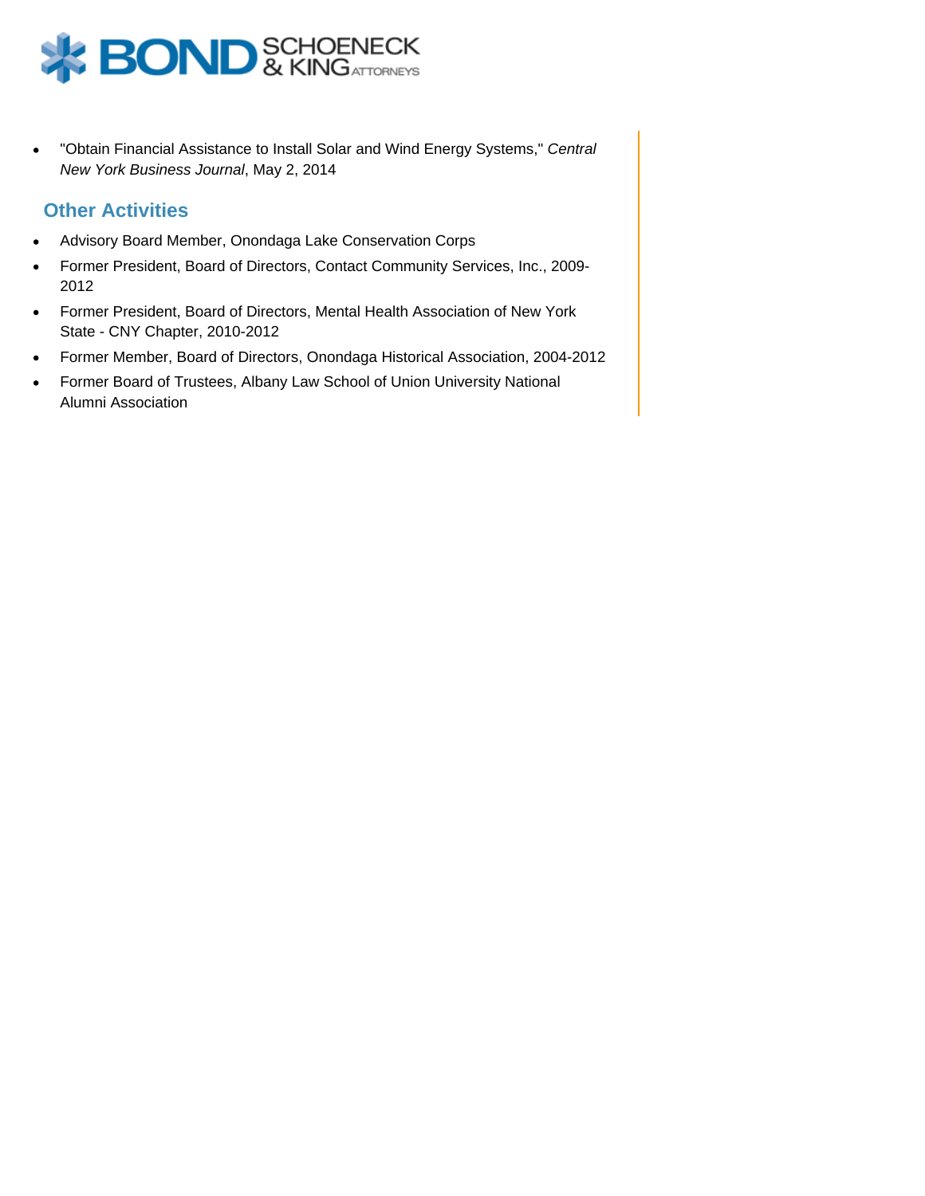- "Obtain Financial Assistance to Install Solar and Wind Energy Systems," *Central New York Business Journal*, May 2, 2014

## Other Activities

- Advisory Board Member, Onondaga Lake Conservation Corps
- Former President, Board of Directors, Contact Community Services, Inc., 2009-2012
- Former President, Board of Directors, Mental Health Association of New York State - CNY Chapter, 2010-2012
- Former Member, Board of Directors, Onondaga Historical Association, 2004-2012
- Former Board of Trustees, Albany Law School of Union University National Alumni Association